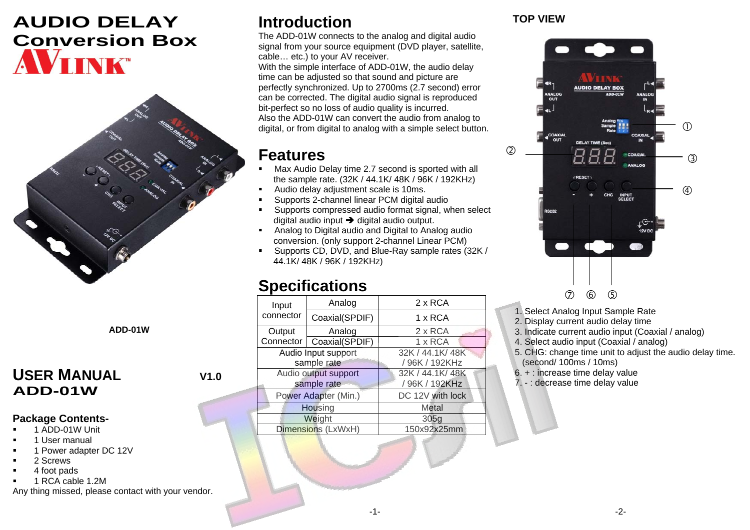# AUDIO DELAY Conversion Box

AVLINK™

ADD-01W

## USER MANUAL ADD-01W

V1.0

### Package Contents-

- 1 ADD-01W Unit
- 1 User manual
- 1 Power adapter DC 12V
- 2 Screws
- 4 foot pads
- 1 RCA cable 1.2M

Any thing missed, please contact with your vendor.

## Introduction

The ADD-01W connects to the analog and digital audio signal from your source equipment (DVD player, satellite, cable… etc.) to your AV receiver.
With the simple interface of ADD-01W, the audio delay time can be adjusted so that sound and picture are perfectly synchronized. Up to 2700ms (2.7 second) error can be corrected. The digital audio signal is reproduced bit-perfect so no loss of audio quality is incurred.
Also the ADD-01W can convert the audio from analog to digital, or from digital to analog with a simple select button.

## Features

- Max Audio Delay time 2.7 second is sported with all the sample rate. (32K / 44.1K/ 48K / 96K / 192KHz)
- Audio delay adjustment scale is 10ms.
- Supports 2-channel linear PCM digital audio
- Supports compressed audio format signal, when select digital audio input ➔ digital audio output.
- Analog to Digital audio and Digital to Analog audio conversion. (only support 2-channel Linear PCM)
- Supports CD, DVD, and Blue-Ray sample rates (32K / 44.1K/ 48K / 96K / 192KHz)

## Specifications

| | | |
|---|---|---|
| Input connector | Analog | 2 x RCA |
| | Coaxial(SPDIF) | 1 x RCA |
| Output Connector | Analog | 2 x RCA |
| | Coaxial(SPDIF) | 1 x RCA |
| Audio Input support sample rate | | 32K / 44.1K/ 48K / 96K / 192KHz |
| Audio output support sample rate | | 32K / 44.1K/ 48K / 96K / 192KHz |
| Power Adapter (Min.) | | DC 12V with lock |
| Housing | | Metal |
| Weight | | 305g |
| Dimensions (LxWxH) | | 150x92x25mm |

**TOP VIEW**

1. Select Analog Input Sample Rate
2. Display current audio delay time
3. Indicate current audio input (Coaxial / analog)
4. Select audio input (Coaxial / analog)
5. CHG: change time unit to adjust the audio delay time. (second/ 100ms / 10ms)
6. + : increase time delay value
7. - : decrease time delay value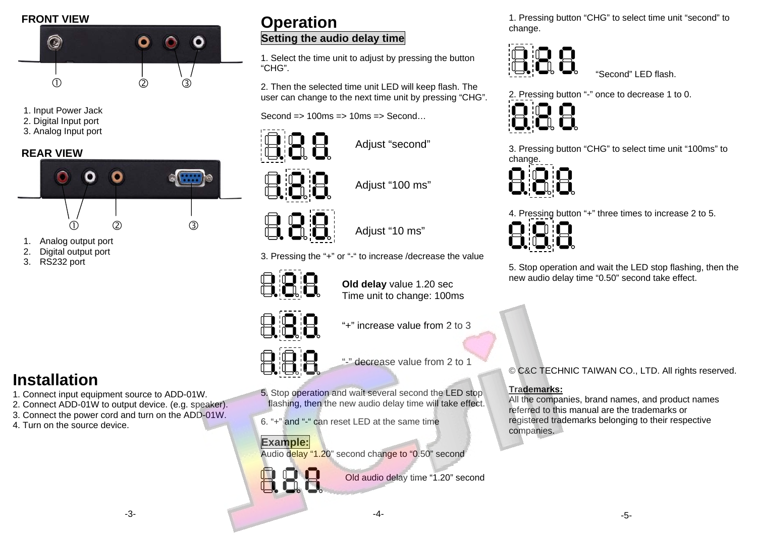## FRONT VIEW

①　②　③

1. Input Power Jack
2. Digital Input port
3. Analog Input port

## REAR VIEW

①　②　③

1. Analog output port
2. Digital output port
3. RS232 port

# Installation

1. Connect input equipment source to ADD-01W.
2. Connect ADD-01W to output device. (e.g. speaker).
3. Connect the power cord and turn on the ADD-01W.
4. Turn on the source device.

# Operation

## Setting the audio delay time

1. Select the time unit to adjust by pressing the button "CHG".

2. Then the selected time unit LED will keep flash. The user can change to the next time unit by pressing "CHG".

Second => 100ms => 10ms => Second…

Adjust "second"

Adjust "100 ms"

Adjust "10 ms"

3. Pressing the "+" or "-" to increase /decrease the value

**Old delay** value 1.20 sec
Time unit to change: 100ms

"+" increase value from 2 to 3

"-" decrease value from 2 to 1

5. Stop operation and wait several second the LED stop flashing, then the new audio delay time will take effect.

6. "+" and "-" can reset LED at the same time

**Example:**
Audio delay "1.20" second change to "0.50" second

Old audio delay time "1.20" second

1. Pressing button "CHG" to select time unit "second" to change.

"Second" LED flash.

2. Pressing button "-" once to decrease 1 to 0.

3. Pressing button "CHG" to select time unit "100ms" to change.

4. Pressing button "+" three times to increase 2 to 5.

5. Stop operation and wait the LED stop flashing, then the new audio delay time "0.50" second take effect.

© C&C TECHNIC TAIWAN CO., LTD. All rights reserved.

**Trademarks:**
All the companies, brand names, and product names referred to this manual are the trademarks or registered trademarks belonging to their respective companies.